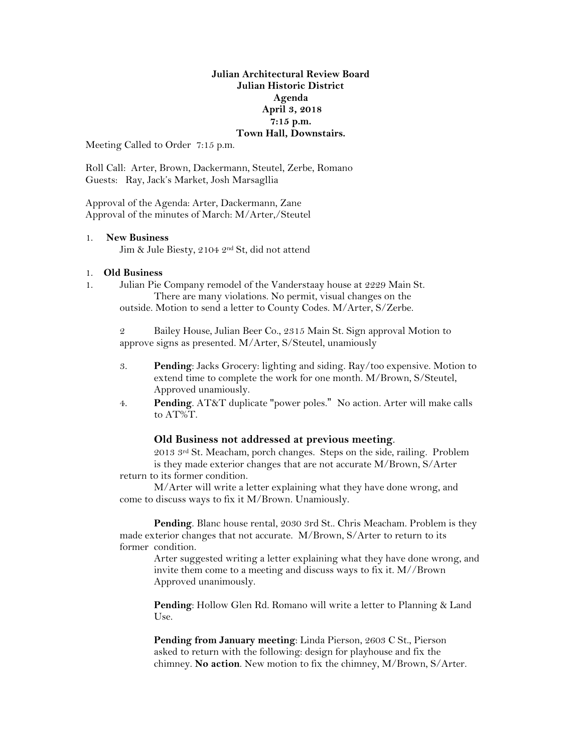**Julian Architectural Review Board**
**Julian Historic District**
**Agenda**
**April 3, 2018**
**7:15 p.m.**
**Town Hall, Downstairs.**

Meeting Called to Order 7:15 p.m.

Roll Call: Arter, Brown, Dackermann, Steutel, Zerbe, Romano
Guests: Ray, Jack's Market, Josh Marsagllia

Approval of the Agenda: Arter, Dackermann, Zane
Approval of the minutes of March: M/Arter,/Steutel

1. **New Business**
   Jim & Jule Biesty, 2104 2nd St, did not attend

1. **Old Business**

1. Julian Pie Company remodel of the Vanderstaay house at 2229 Main St. There are many violations. No permit, visual changes on the outside. Motion to send a letter to County Codes. M/Arter, S/Zerbe.

2 Bailey House, Julian Beer Co., 2315 Main St. Sign approval Motion to approve signs as presented. M/Arter, S/Steutel, unamiously

3. **Pending**: Jacks Grocery: lighting and siding. Ray/too expensive. Motion to extend time to complete the work for one month. M/Brown, S/Steutel, Approved unamiously.
4. **Pending**. AT&T duplicate "power poles." No action. Arter will make calls to AT%T.

**Old Business not addressed at previous meeting**.

2013 3rd St. Meacham, porch changes. Steps on the side, railing. Problem is they made exterior changes that are not accurate M/Brown, S/Arter return to its former condition.

M/Arter will write a letter explaining what they have done wrong, and come to discuss ways to fix it M/Brown. Unamiously.

**Pending**. Blanc house rental, 2030 3rd St.. Chris Meacham. Problem is they made exterior changes that not accurate. M/Brown, S/Arter to return to its former condition.

Arter suggested writing a letter explaining what they have done wrong, and invite them come to a meeting and discuss ways to fix it. M//Brown Approved unanimously.

**Pending**: Hollow Glen Rd. Romano will write a letter to Planning & Land Use.

**Pending from January meeting**: Linda Pierson, 2603 C St., Pierson asked to return with the following: design for playhouse and fix the chimney. **No action**. New motion to fix the chimney, M/Brown, S/Arter.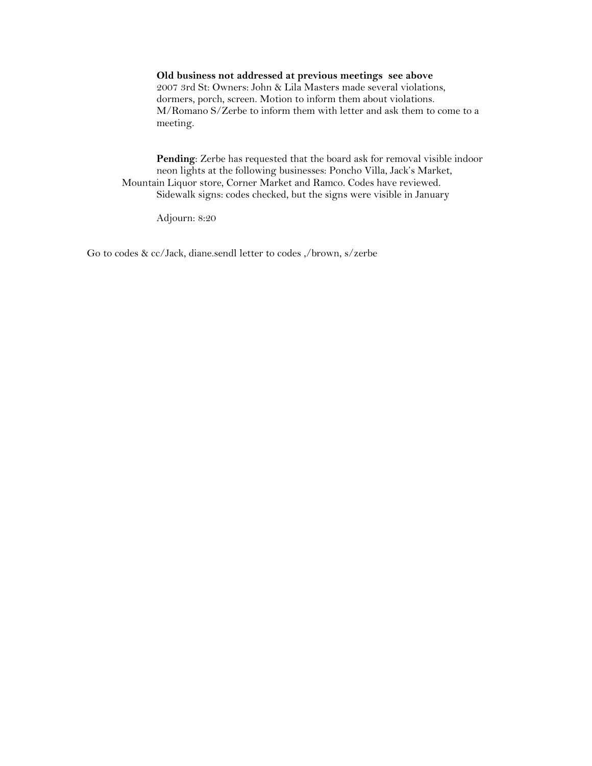**Old business not addressed at previous meetings see above**
2007 3rd St: Owners: John & Lila Masters made several violations, dormers, porch, screen. Motion to inform them about violations. M/Romano S/Zerbe to inform them with letter and ask them to come to a meeting.

**Pending**: Zerbe has requested that the board ask for removal visible indoor neon lights at the following businesses: Poncho Villa, Jack's Market, Mountain Liquor store, Corner Market and Ramco. Codes have reviewed.
Sidewalk signs: codes checked, but the signs were visible in January

Adjourn: 8:20

Go to codes & cc/Jack, diane.sendl letter to codes ,/brown, s/zerbe